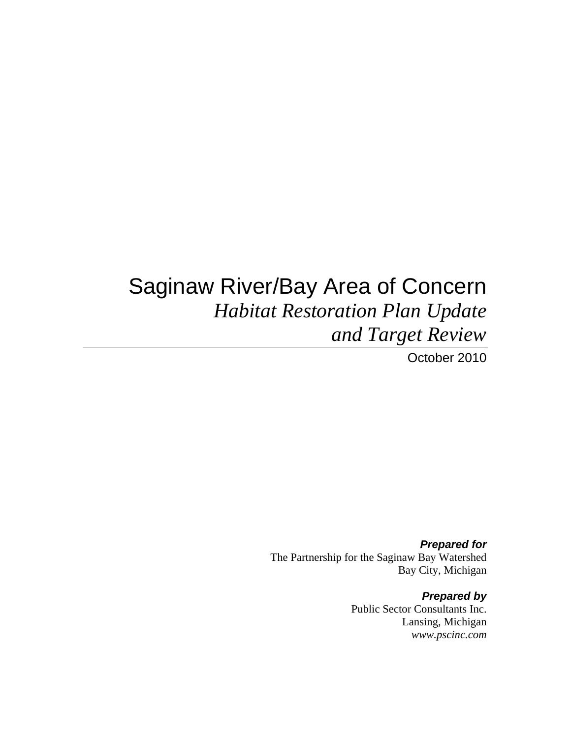# Saginaw River/Bay Area of Concern

## *Habitat Restoration Plan Update and Target Review*

October 2010

***Prepared for***

The Partnership for the Saginaw Bay Watershed
Bay City, Michigan

***Prepared by***

Public Sector Consultants Inc.
Lansing, Michigan
*www.pscinc.com*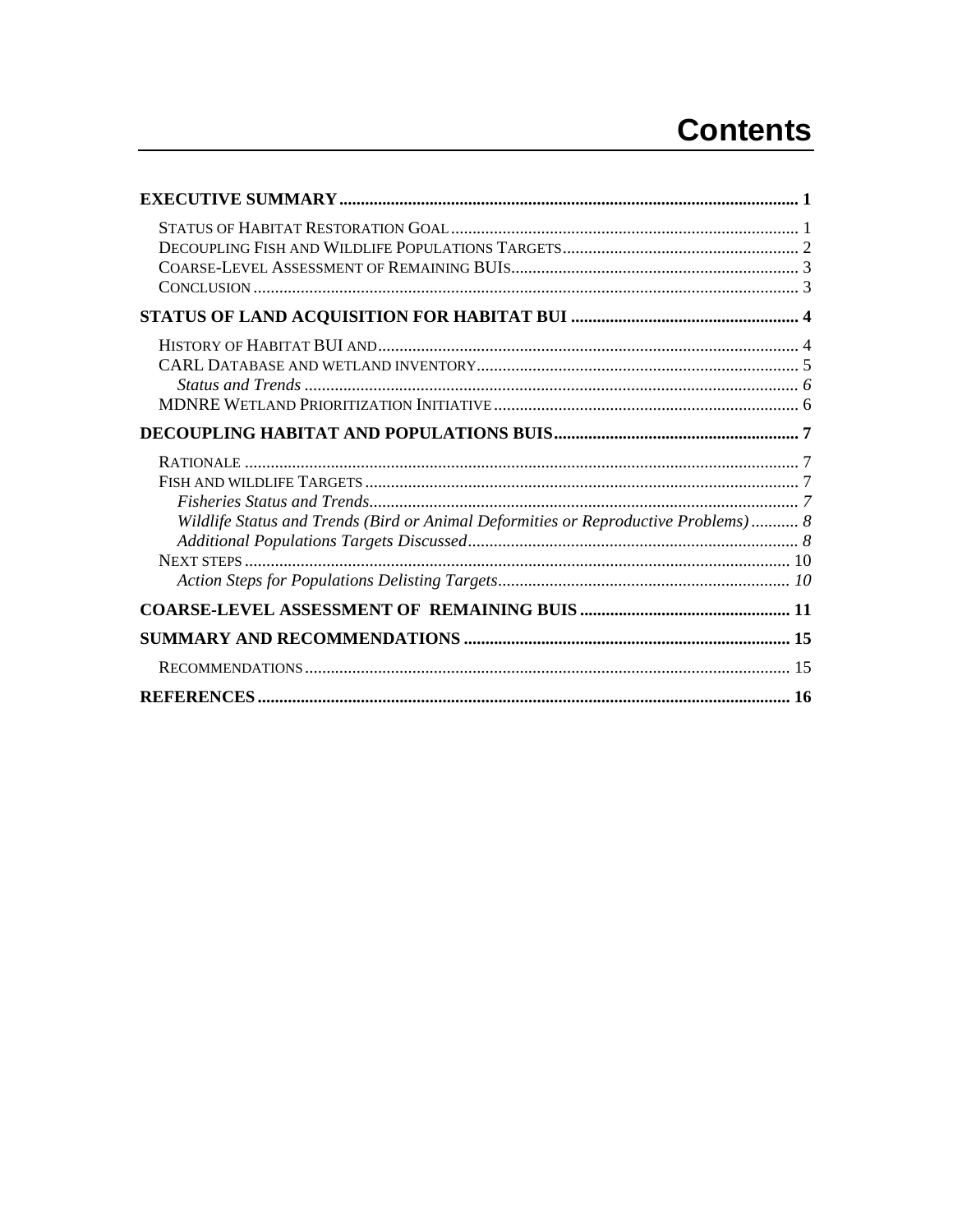# Contents

**EXECUTIVE SUMMARY** .......... 1

- Status of Habitat Restoration Goal .......... 1
- Decoupling Fish and Wildlife Populations Targets .......... 2
- Coarse-Level Assessment of Remaining BUIs .......... 3
- Conclusion .......... 3

**STATUS OF LAND ACQUISITION FOR HABITAT BUI** .......... 4

- History of Habitat BUI and .......... 4
- CARL Database and wetland inventory .......... 5
  - *Status and Trends* .......... *6*
- MDNRE Wetland Prioritization Initiative .......... 6

**DECOUPLING HABITAT AND POPULATIONS BUIS** .......... 7

- Rationale .......... 7
- Fish and wildlife Targets .......... 7
  - *Fisheries Status and Trends* .......... *7*
  - *Wildlife Status and Trends (Bird or Animal Deformities or Reproductive Problems)* .......... *8*
  - *Additional Populations Targets Discussed* .......... *8*
- Next steps .......... 10
  - *Action Steps for Populations Delisting Targets* .......... *10*

**COARSE-LEVEL ASSESSMENT OF REMAINING BUIS** .......... 11

**SUMMARY AND RECOMMENDATIONS** .......... 15

- Recommendations .......... 15

**REFERENCES** .......... 16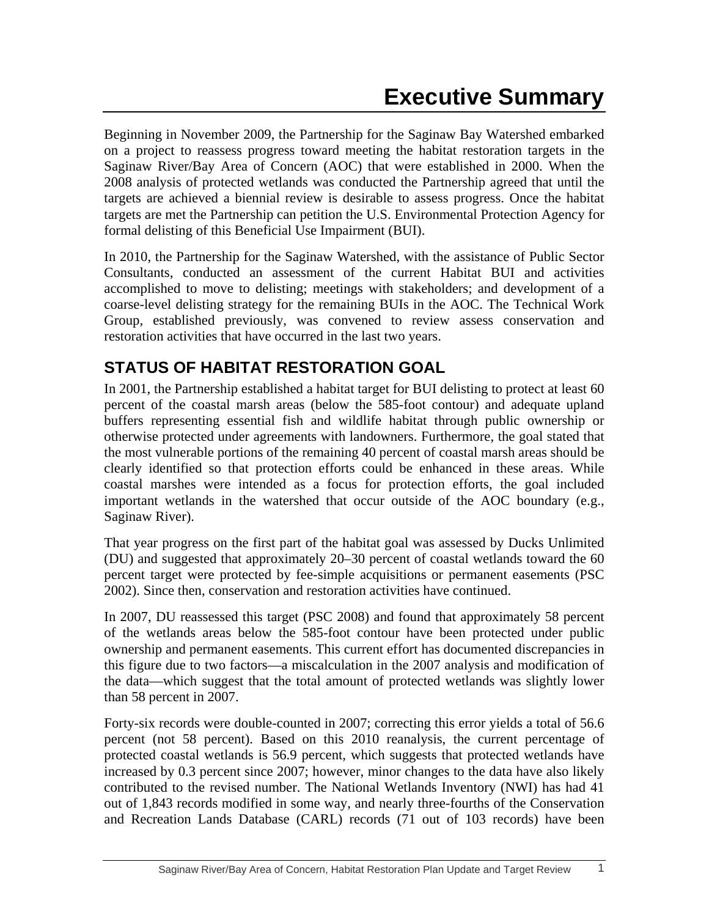# Executive Summary

Beginning in November 2009, the Partnership for the Saginaw Bay Watershed embarked on a project to reassess progress toward meeting the habitat restoration targets in the Saginaw River/Bay Area of Concern (AOC) that were established in 2000. When the 2008 analysis of protected wetlands was conducted the Partnership agreed that until the targets are achieved a biennial review is desirable to assess progress. Once the habitat targets are met the Partnership can petition the U.S. Environmental Protection Agency for formal delisting of this Beneficial Use Impairment (BUI).

In 2010, the Partnership for the Saginaw Watershed, with the assistance of Public Sector Consultants, conducted an assessment of the current Habitat BUI and activities accomplished to move to delisting; meetings with stakeholders; and development of a coarse-level delisting strategy for the remaining BUIs in the AOC. The Technical Work Group, established previously, was convened to review assess conservation and restoration activities that have occurred in the last two years.

## STATUS OF HABITAT RESTORATION GOAL

In 2001, the Partnership established a habitat target for BUI delisting to protect at least 60 percent of the coastal marsh areas (below the 585-foot contour) and adequate upland buffers representing essential fish and wildlife habitat through public ownership or otherwise protected under agreements with landowners. Furthermore, the goal stated that the most vulnerable portions of the remaining 40 percent of coastal marsh areas should be clearly identified so that protection efforts could be enhanced in these areas. While coastal marshes were intended as a focus for protection efforts, the goal included important wetlands in the watershed that occur outside of the AOC boundary (e.g., Saginaw River).

That year progress on the first part of the habitat goal was assessed by Ducks Unlimited (DU) and suggested that approximately 20–30 percent of coastal wetlands toward the 60 percent target were protected by fee-simple acquisitions or permanent easements (PSC 2002). Since then, conservation and restoration activities have continued.

In 2007, DU reassessed this target (PSC 2008) and found that approximately 58 percent of the wetlands areas below the 585-foot contour have been protected under public ownership and permanent easements. This current effort has documented discrepancies in this figure due to two factors—a miscalculation in the 2007 analysis and modification of the data—which suggest that the total amount of protected wetlands was slightly lower than 58 percent in 2007.

Forty-six records were double-counted in 2007; correcting this error yields a total of 56.6 percent (not 58 percent). Based on this 2010 reanalysis, the current percentage of protected coastal wetlands is 56.9 percent, which suggests that protected wetlands have increased by 0.3 percent since 2007; however, minor changes to the data have also likely contributed to the revised number. The National Wetlands Inventory (NWI) has had 41 out of 1,843 records modified in some way, and nearly three-fourths of the Conservation and Recreation Lands Database (CARL) records (71 out of 103 records) have been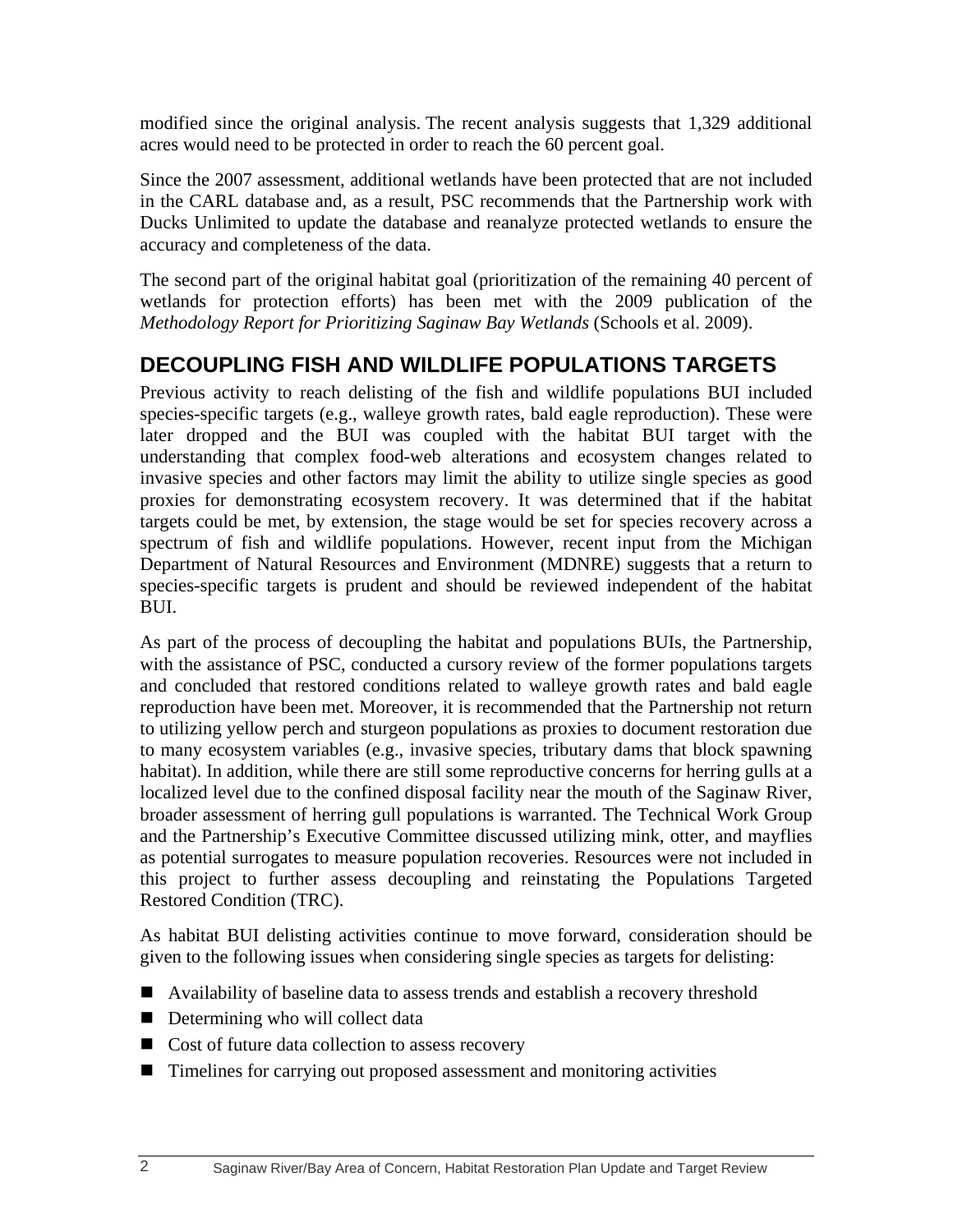modified since the original analysis. The recent analysis suggests that 1,329 additional acres would need to be protected in order to reach the 60 percent goal.

Since the 2007 assessment, additional wetlands have been protected that are not included in the CARL database and, as a result, PSC recommends that the Partnership work with Ducks Unlimited to update the database and reanalyze protected wetlands to ensure the accuracy and completeness of the data.

The second part of the original habitat goal (prioritization of the remaining 40 percent of wetlands for protection efforts) has been met with the 2009 publication of the *Methodology Report for Prioritizing Saginaw Bay Wetlands* (Schools et al. 2009).

## DECOUPLING FISH AND WILDLIFE POPULATIONS TARGETS

Previous activity to reach delisting of the fish and wildlife populations BUI included species-specific targets (e.g., walleye growth rates, bald eagle reproduction). These were later dropped and the BUI was coupled with the habitat BUI target with the understanding that complex food-web alterations and ecosystem changes related to invasive species and other factors may limit the ability to utilize single species as good proxies for demonstrating ecosystem recovery. It was determined that if the habitat targets could be met, by extension, the stage would be set for species recovery across a spectrum of fish and wildlife populations. However, recent input from the Michigan Department of Natural Resources and Environment (MDNRE) suggests that a return to species-specific targets is prudent and should be reviewed independent of the habitat BUI.

As part of the process of decoupling the habitat and populations BUIs, the Partnership, with the assistance of PSC, conducted a cursory review of the former populations targets and concluded that restored conditions related to walleye growth rates and bald eagle reproduction have been met. Moreover, it is recommended that the Partnership not return to utilizing yellow perch and sturgeon populations as proxies to document restoration due to many ecosystem variables (e.g., invasive species, tributary dams that block spawning habitat). In addition, while there are still some reproductive concerns for herring gulls at a localized level due to the confined disposal facility near the mouth of the Saginaw River, broader assessment of herring gull populations is warranted. The Technical Work Group and the Partnership's Executive Committee discussed utilizing mink, otter, and mayflies as potential surrogates to measure population recoveries. Resources were not included in this project to further assess decoupling and reinstating the Populations Targeted Restored Condition (TRC).

As habitat BUI delisting activities continue to move forward, consideration should be given to the following issues when considering single species as targets for delisting:

- Availability of baseline data to assess trends and establish a recovery threshold
- Determining who will collect data
- Cost of future data collection to assess recovery
- Timelines for carrying out proposed assessment and monitoring activities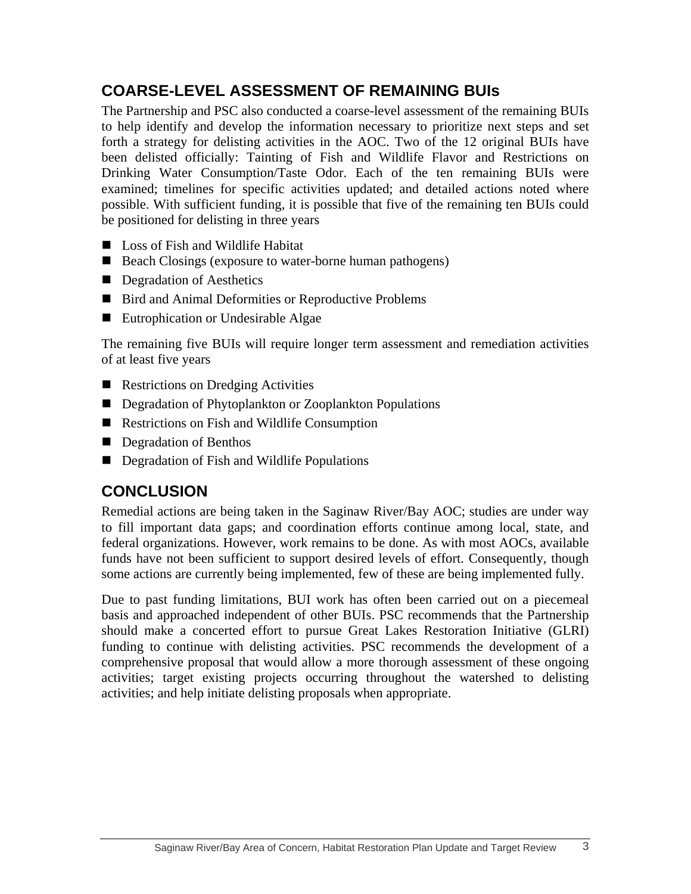## COARSE-LEVEL ASSESSMENT OF REMAINING BUIs

The Partnership and PSC also conducted a coarse-level assessment of the remaining BUIs to help identify and develop the information necessary to prioritize next steps and set forth a strategy for delisting activities in the AOC. Two of the 12 original BUIs have been delisted officially: Tainting of Fish and Wildlife Flavor and Restrictions on Drinking Water Consumption/Taste Odor. Each of the ten remaining BUIs were examined; timelines for specific activities updated; and detailed actions noted where possible. With sufficient funding, it is possible that five of the remaining ten BUIs could be positioned for delisting in three years

- Loss of Fish and Wildlife Habitat
- Beach Closings (exposure to water-borne human pathogens)
- Degradation of Aesthetics
- Bird and Animal Deformities or Reproductive Problems
- Eutrophication or Undesirable Algae

The remaining five BUIs will require longer term assessment and remediation activities of at least five years

- Restrictions on Dredging Activities
- Degradation of Phytoplankton or Zooplankton Populations
- Restrictions on Fish and Wildlife Consumption
- Degradation of Benthos
- Degradation of Fish and Wildlife Populations

## CONCLUSION

Remedial actions are being taken in the Saginaw River/Bay AOC; studies are under way to fill important data gaps; and coordination efforts continue among local, state, and federal organizations. However, work remains to be done. As with most AOCs, available funds have not been sufficient to support desired levels of effort. Consequently, though some actions are currently being implemented, few of these are being implemented fully.

Due to past funding limitations, BUI work has often been carried out on a piecemeal basis and approached independent of other BUIs. PSC recommends that the Partnership should make a concerted effort to pursue Great Lakes Restoration Initiative (GLRI) funding to continue with delisting activities. PSC recommends the development of a comprehensive proposal that would allow a more thorough assessment of these ongoing activities; target existing projects occurring throughout the watershed to delisting activities; and help initiate delisting proposals when appropriate.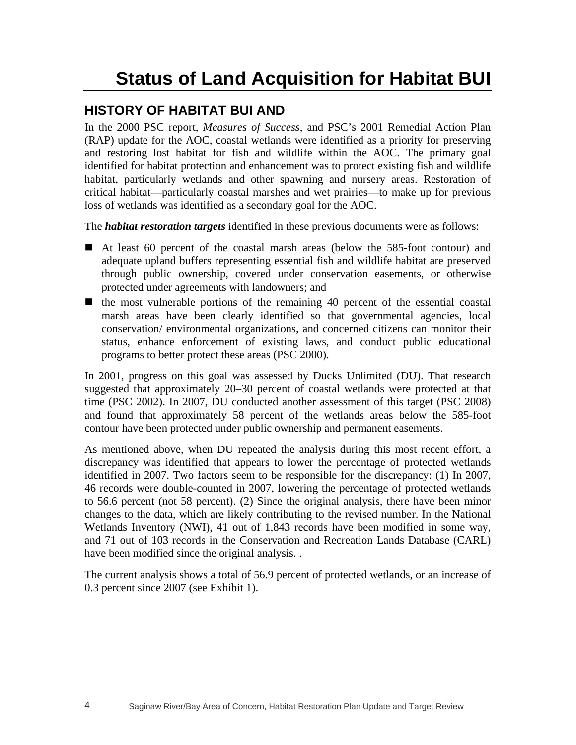# Status of Land Acquisition for Habitat BUI

## HISTORY OF HABITAT BUI AND

In the 2000 PSC report, *Measures of Success*, and PSC's 2001 Remedial Action Plan (RAP) update for the AOC, coastal wetlands were identified as a priority for preserving and restoring lost habitat for fish and wildlife within the AOC. The primary goal identified for habitat protection and enhancement was to protect existing fish and wildlife habitat, particularly wetlands and other spawning and nursery areas. Restoration of critical habitat—particularly coastal marshes and wet prairies—to make up for previous loss of wetlands was identified as a secondary goal for the AOC.

The ***habitat restoration targets*** identified in these previous documents were as follows:

- At least 60 percent of the coastal marsh areas (below the 585-foot contour) and adequate upland buffers representing essential fish and wildlife habitat are preserved through public ownership, covered under conservation easements, or otherwise protected under agreements with landowners; and
- the most vulnerable portions of the remaining 40 percent of the essential coastal marsh areas have been clearly identified so that governmental agencies, local conservation/ environmental organizations, and concerned citizens can monitor their status, enhance enforcement of existing laws, and conduct public educational programs to better protect these areas (PSC 2000).

In 2001, progress on this goal was assessed by Ducks Unlimited (DU). That research suggested that approximately 20–30 percent of coastal wetlands were protected at that time (PSC 2002). In 2007, DU conducted another assessment of this target (PSC 2008) and found that approximately 58 percent of the wetlands areas below the 585-foot contour have been protected under public ownership and permanent easements.

As mentioned above, when DU repeated the analysis during this most recent effort, a discrepancy was identified that appears to lower the percentage of protected wetlands identified in 2007. Two factors seem to be responsible for the discrepancy: (1) In 2007, 46 records were double-counted in 2007, lowering the percentage of protected wetlands to 56.6 percent (not 58 percent). (2) Since the original analysis, there have been minor changes to the data, which are likely contributing to the revised number. In the National Wetlands Inventory (NWI), 41 out of 1,843 records have been modified in some way, and 71 out of 103 records in the Conservation and Recreation Lands Database (CARL) have been modified since the original analysis. .

The current analysis shows a total of 56.9 percent of protected wetlands, or an increase of 0.3 percent since 2007 (see Exhibit 1).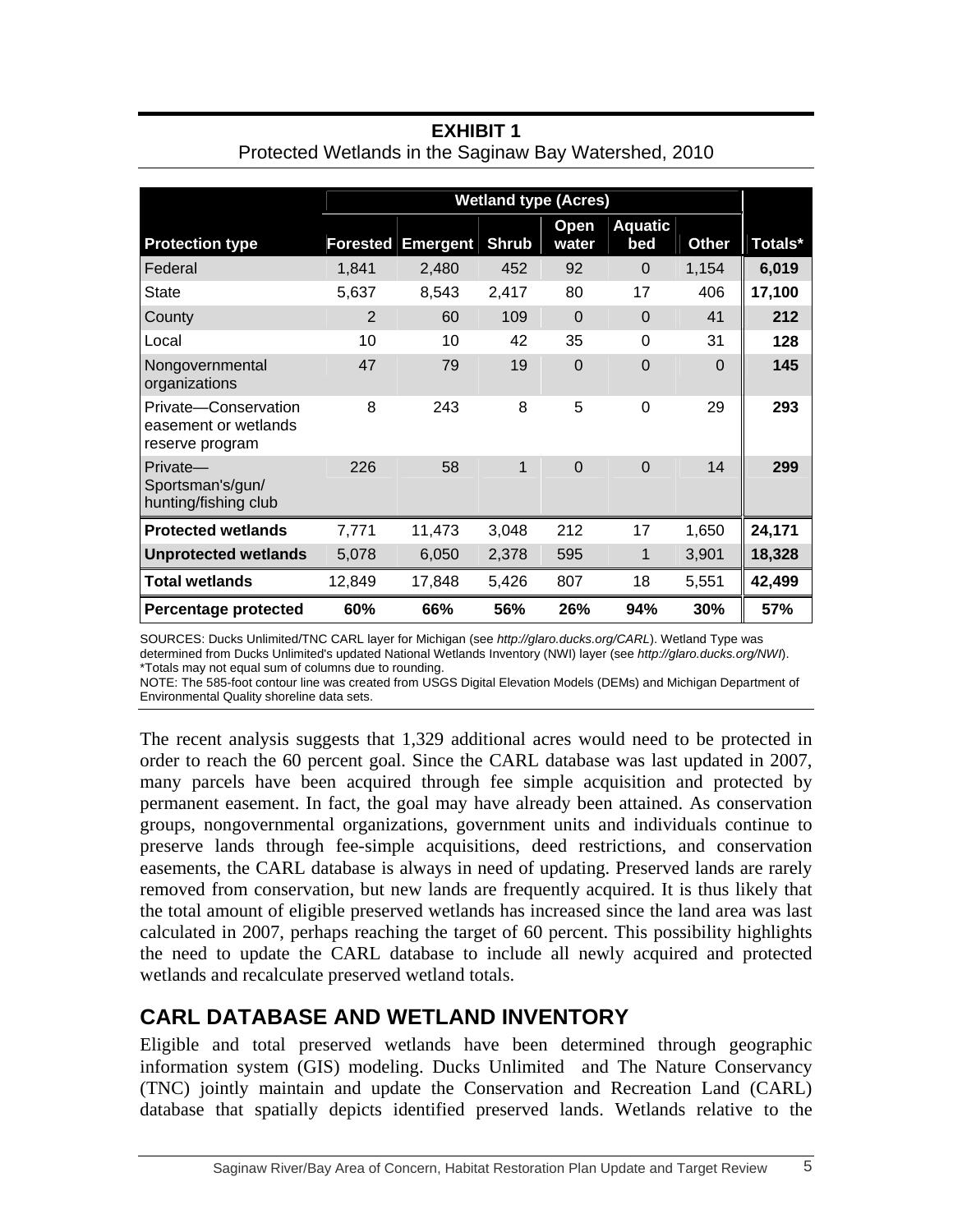**EXHIBIT 1**
Protected Wetlands in the Saginaw Bay Watershed, 2010

| | Wetland type (Acres) | | | | | | |
|---|---|---|---|---|---|---|---|
| **Protection type** | **Forested** | **Emergent** | **Shrub** | **Open water** | **Aquatic bed** | **Other** | **Totals*** |
| Federal | 1,841 | 2,480 | 452 | 92 | 0 | 1,154 | **6,019** |
| State | 5,637 | 8,543 | 2,417 | 80 | 17 | 406 | **17,100** |
| County | 2 | 60 | 109 | 0 | 0 | 41 | **212** |
| Local | 10 | 10 | 42 | 35 | 0 | 31 | **128** |
| Nongovernmental organizations | 47 | 79 | 19 | 0 | 0 | 0 | **145** |
| Private—Conservation easement or wetlands reserve program | 8 | 243 | 8 | 5 | 0 | 29 | **293** |
| Private—Sportsman's/gun/hunting/fishing club | 226 | 58 | 1 | 0 | 0 | 14 | **299** |
| **Protected wetlands** | 7,771 | 11,473 | 3,048 | 212 | 17 | 1,650 | **24,171** |
| **Unprotected wetlands** | 5,078 | 6,050 | 2,378 | 595 | 1 | 3,901 | **18,328** |
| **Total wetlands** | 12,849 | 17,848 | 5,426 | 807 | 18 | 5,551 | **42,499** |
| **Percentage protected** | **60%** | **66%** | **56%** | **26%** | **94%** | **30%** | **57%** |

SOURCES: Ducks Unlimited/TNC CARL layer for Michigan (see *http://glaro.ducks.org/CARL*). Wetland Type was determined from Ducks Unlimited's updated National Wetlands Inventory (NWI) layer (see *http://glaro.ducks.org/NWI*).
*Totals may not equal sum of columns due to rounding.
NOTE: The 585-foot contour line was created from USGS Digital Elevation Models (DEMs) and Michigan Department of Environmental Quality shoreline data sets.

The recent analysis suggests that 1,329 additional acres would need to be protected in order to reach the 60 percent goal. Since the CARL database was last updated in 2007, many parcels have been acquired through fee simple acquisition and protected by permanent easement. In fact, the goal may have already been attained. As conservation groups, nongovernmental organizations, government units and individuals continue to preserve lands through fee-simple acquisitions, deed restrictions, and conservation easements, the CARL database is always in need of updating. Preserved lands are rarely removed from conservation, but new lands are frequently acquired. It is thus likely that the total amount of eligible preserved wetlands has increased since the land area was last calculated in 2007, perhaps reaching the target of 60 percent. This possibility highlights the need to update the CARL database to include all newly acquired and protected wetlands and recalculate preserved wetland totals.

## CARL DATABASE AND WETLAND INVENTORY

Eligible and total preserved wetlands have been determined through geographic information system (GIS) modeling. Ducks Unlimited and The Nature Conservancy (TNC) jointly maintain and update the Conservation and Recreation Land (CARL) database that spatially depicts identified preserved lands. Wetlands relative to the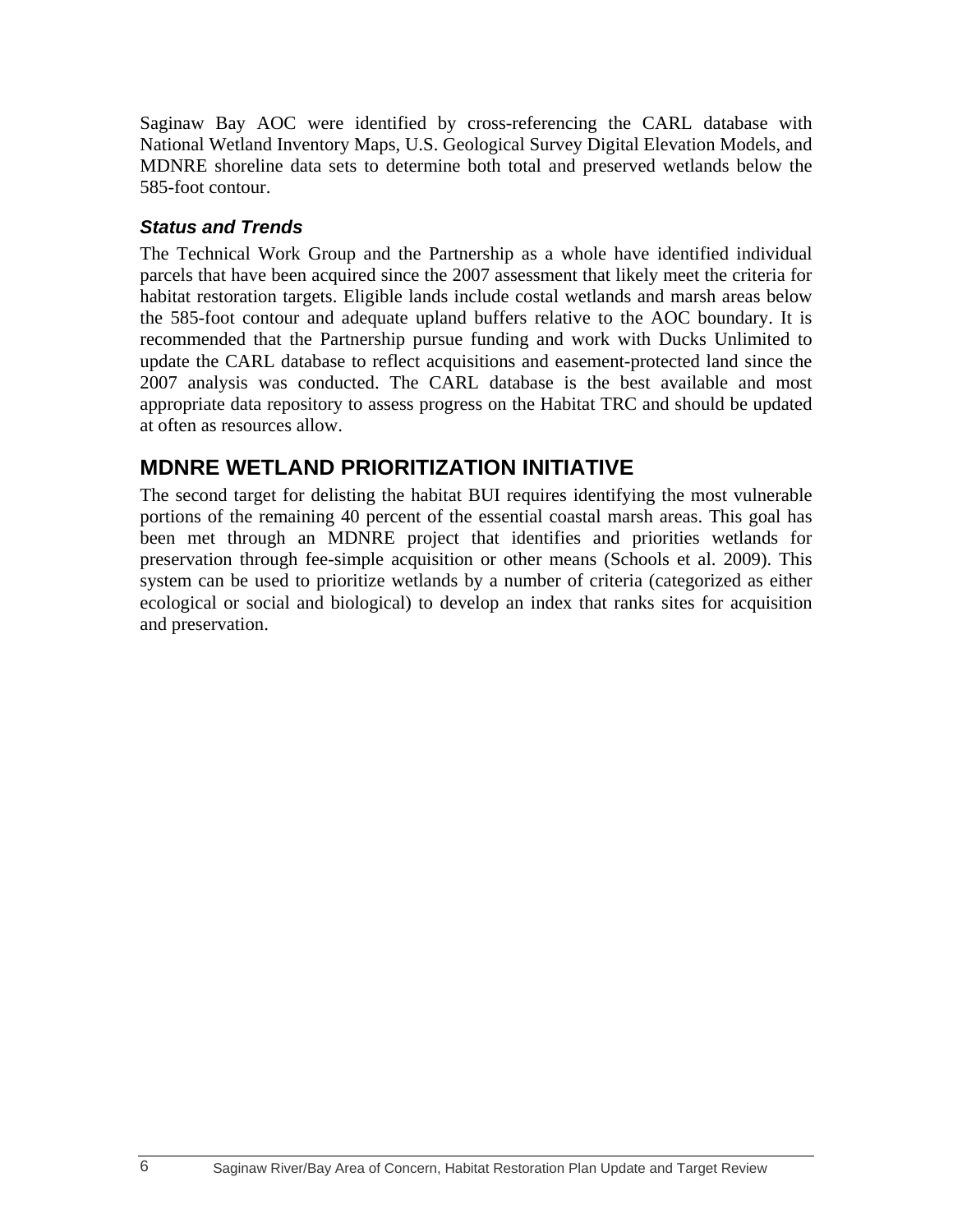Saginaw Bay AOC were identified by cross-referencing the CARL database with National Wetland Inventory Maps, U.S. Geological Survey Digital Elevation Models, and MDNRE shoreline data sets to determine both total and preserved wetlands below the 585-foot contour.

### *Status and Trends*

The Technical Work Group and the Partnership as a whole have identified individual parcels that have been acquired since the 2007 assessment that likely meet the criteria for habitat restoration targets. Eligible lands include costal wetlands and marsh areas below the 585-foot contour and adequate upland buffers relative to the AOC boundary. It is recommended that the Partnership pursue funding and work with Ducks Unlimited to update the CARL database to reflect acquisitions and easement-protected land since the 2007 analysis was conducted. The CARL database is the best available and most appropriate data repository to assess progress on the Habitat TRC and should be updated at often as resources allow.

## MDNRE WETLAND PRIORITIZATION INITIATIVE

The second target for delisting the habitat BUI requires identifying the most vulnerable portions of the remaining 40 percent of the essential coastal marsh areas. This goal has been met through an MDNRE project that identifies and priorities wetlands for preservation through fee-simple acquisition or other means (Schools et al. 2009). This system can be used to prioritize wetlands by a number of criteria (categorized as either ecological or social and biological) to develop an index that ranks sites for acquisition and preservation.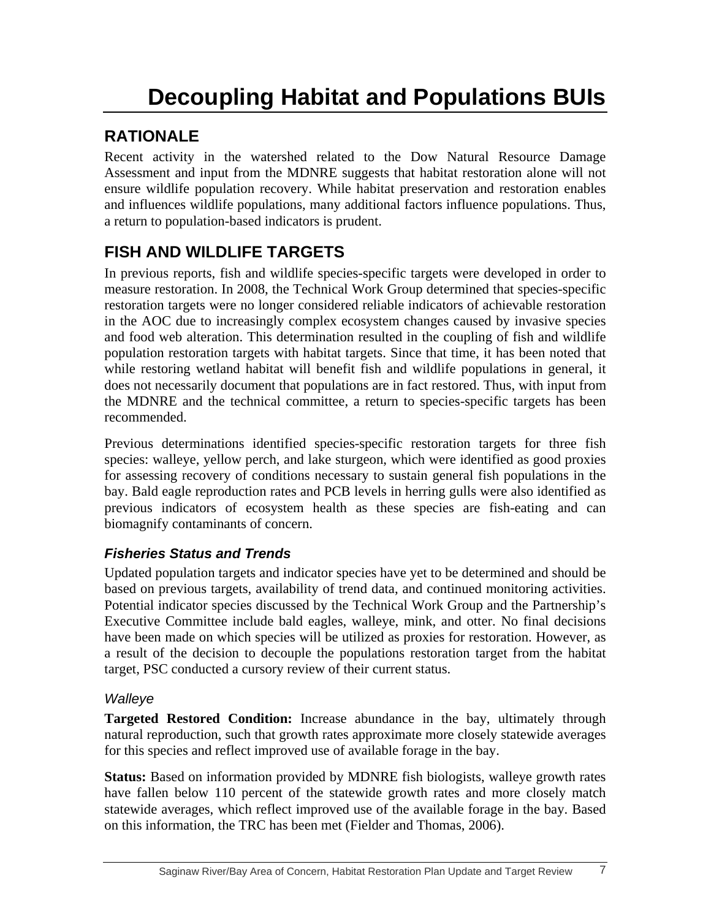# Decoupling Habitat and Populations BUIs

## RATIONALE

Recent activity in the watershed related to the Dow Natural Resource Damage Assessment and input from the MDNRE suggests that habitat restoration alone will not ensure wildlife population recovery. While habitat preservation and restoration enables and influences wildlife populations, many additional factors influence populations. Thus, a return to population-based indicators is prudent.

## FISH AND WILDLIFE TARGETS

In previous reports, fish and wildlife species-specific targets were developed in order to measure restoration. In 2008, the Technical Work Group determined that species-specific restoration targets were no longer considered reliable indicators of achievable restoration in the AOC due to increasingly complex ecosystem changes caused by invasive species and food web alteration. This determination resulted in the coupling of fish and wildlife population restoration targets with habitat targets. Since that time, it has been noted that while restoring wetland habitat will benefit fish and wildlife populations in general, it does not necessarily document that populations are in fact restored. Thus, with input from the MDNRE and the technical committee, a return to species-specific targets has been recommended.

Previous determinations identified species-specific restoration targets for three fish species: walleye, yellow perch, and lake sturgeon, which were identified as good proxies for assessing recovery of conditions necessary to sustain general fish populations in the bay. Bald eagle reproduction rates and PCB levels in herring gulls were also identified as previous indicators of ecosystem health as these species are fish-eating and can biomagnify contaminants of concern.

### *Fisheries Status and Trends*

Updated population targets and indicator species have yet to be determined and should be based on previous targets, availability of trend data, and continued monitoring activities. Potential indicator species discussed by the Technical Work Group and the Partnership's Executive Committee include bald eagles, walleye, mink, and otter. No final decisions have been made on which species will be utilized as proxies for restoration. However, as a result of the decision to decouple the populations restoration target from the habitat target, PSC conducted a cursory review of their current status.

#### *Walleye*

**Targeted Restored Condition:** Increase abundance in the bay, ultimately through natural reproduction, such that growth rates approximate more closely statewide averages for this species and reflect improved use of available forage in the bay.

**Status:** Based on information provided by MDNRE fish biologists, walleye growth rates have fallen below 110 percent of the statewide growth rates and more closely match statewide averages, which reflect improved use of the available forage in the bay. Based on this information, the TRC has been met (Fielder and Thomas, 2006).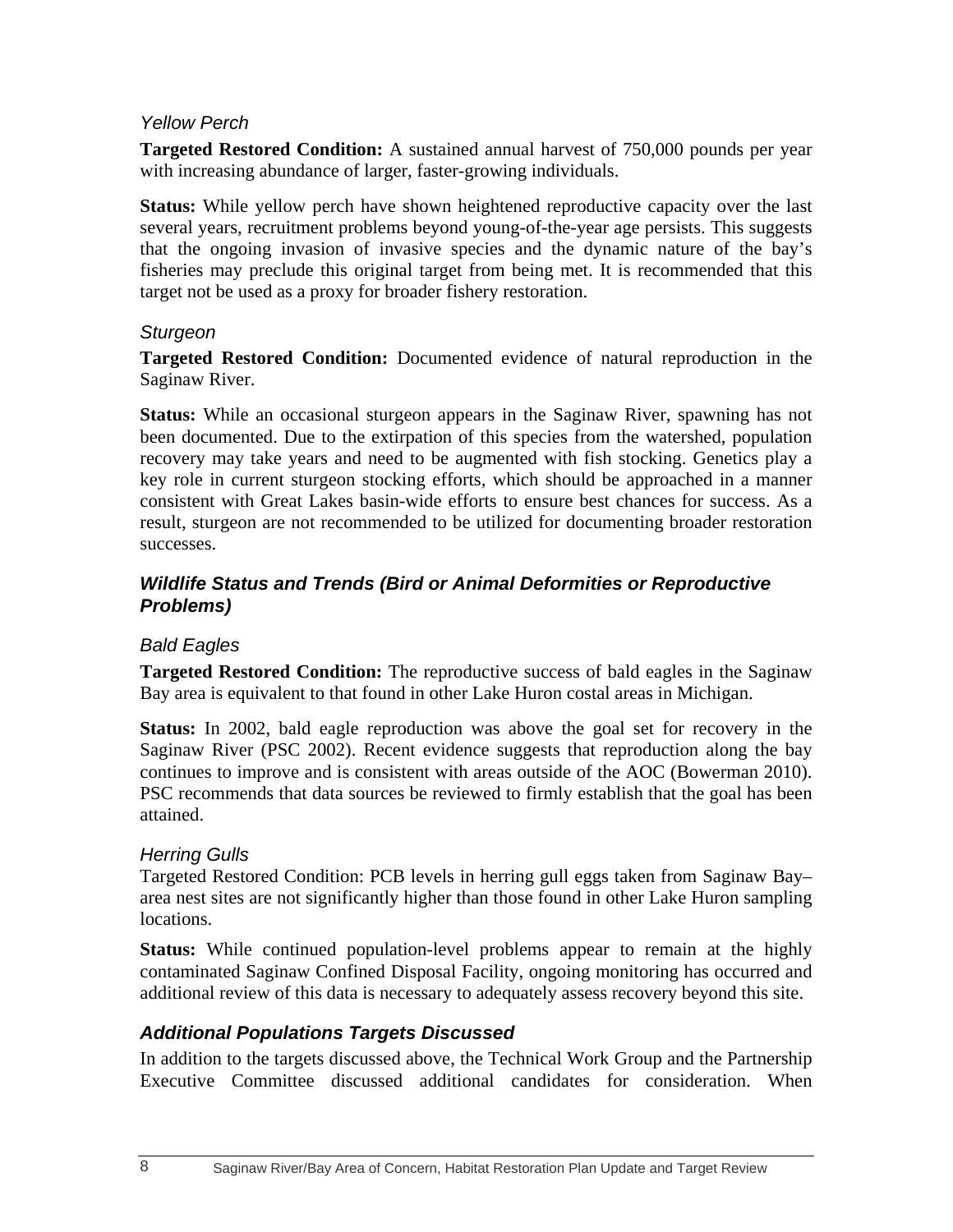*Yellow Perch*

**Targeted Restored Condition:** A sustained annual harvest of 750,000 pounds per year with increasing abundance of larger, faster-growing individuals.

**Status:** While yellow perch have shown heightened reproductive capacity over the last several years, recruitment problems beyond young-of-the-year age persists. This suggests that the ongoing invasion of invasive species and the dynamic nature of the bay's fisheries may preclude this original target from being met. It is recommended that this target not be used as a proxy for broader fishery restoration.

*Sturgeon*

**Targeted Restored Condition:** Documented evidence of natural reproduction in the Saginaw River.

**Status:** While an occasional sturgeon appears in the Saginaw River, spawning has not been documented. Due to the extirpation of this species from the watershed, population recovery may take years and need to be augmented with fish stocking. Genetics play a key role in current sturgeon stocking efforts, which should be approached in a manner consistent with Great Lakes basin-wide efforts to ensure best chances for success. As a result, sturgeon are not recommended to be utilized for documenting broader restoration successes.

### *Wildlife Status and Trends (Bird or Animal Deformities or Reproductive Problems)*

*Bald Eagles*

**Targeted Restored Condition:** The reproductive success of bald eagles in the Saginaw Bay area is equivalent to that found in other Lake Huron costal areas in Michigan.

**Status:** In 2002, bald eagle reproduction was above the goal set for recovery in the Saginaw River (PSC 2002). Recent evidence suggests that reproduction along the bay continues to improve and is consistent with areas outside of the AOC (Bowerman 2010). PSC recommends that data sources be reviewed to firmly establish that the goal has been attained.

*Herring Gulls*

Targeted Restored Condition: PCB levels in herring gull eggs taken from Saginaw Bay–area nest sites are not significantly higher than those found in other Lake Huron sampling locations.

**Status:** While continued population-level problems appear to remain at the highly contaminated Saginaw Confined Disposal Facility, ongoing monitoring has occurred and additional review of this data is necessary to adequately assess recovery beyond this site.

### *Additional Populations Targets Discussed*

In addition to the targets discussed above, the Technical Work Group and the Partnership Executive Committee discussed additional candidates for consideration. When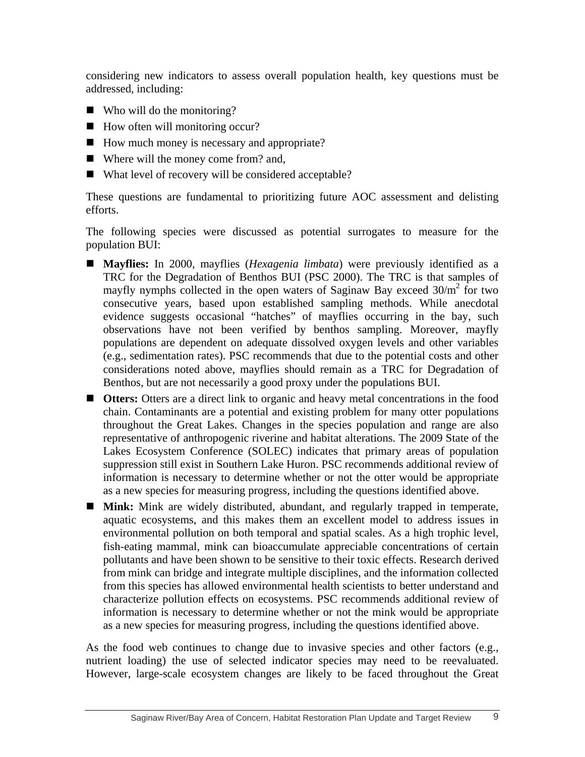considering new indicators to assess overall population health, key questions must be addressed, including:

- Who will do the monitoring?
- How often will monitoring occur?
- How much money is necessary and appropriate?
- Where will the money come from? and,
- What level of recovery will be considered acceptable?

These questions are fundamental to prioritizing future AOC assessment and delisting efforts.

The following species were discussed as potential surrogates to measure for the population BUI:

- **Mayflies:** In 2000, mayflies (*Hexagenia limbata*) were previously identified as a TRC for the Degradation of Benthos BUI (PSC 2000). The TRC is that samples of mayfly nymphs collected in the open waters of Saginaw Bay exceed $30/m^2$ for two consecutive years, based upon established sampling methods. While anecdotal evidence suggests occasional "hatches" of mayflies occurring in the bay, such observations have not been verified by benthos sampling. Moreover, mayfly populations are dependent on adequate dissolved oxygen levels and other variables (e.g., sedimentation rates). PSC recommends that due to the potential costs and other considerations noted above, mayflies should remain as a TRC for Degradation of Benthos, but are not necessarily a good proxy under the populations BUI.
- **Otters:** Otters are a direct link to organic and heavy metal concentrations in the food chain. Contaminants are a potential and existing problem for many otter populations throughout the Great Lakes. Changes in the species population and range are also representative of anthropogenic riverine and habitat alterations. The 2009 State of the Lakes Ecosystem Conference (SOLEC) indicates that primary areas of population suppression still exist in Southern Lake Huron. PSC recommends additional review of information is necessary to determine whether or not the otter would be appropriate as a new species for measuring progress, including the questions identified above.
- **Mink:** Mink are widely distributed, abundant, and regularly trapped in temperate, aquatic ecosystems, and this makes them an excellent model to address issues in environmental pollution on both temporal and spatial scales. As a high trophic level, fish-eating mammal, mink can bioaccumulate appreciable concentrations of certain pollutants and have been shown to be sensitive to their toxic effects. Research derived from mink can bridge and integrate multiple disciplines, and the information collected from this species has allowed environmental health scientists to better understand and characterize pollution effects on ecosystems. PSC recommends additional review of information is necessary to determine whether or not the mink would be appropriate as a new species for measuring progress, including the questions identified above.

As the food web continues to change due to invasive species and other factors (e.g., nutrient loading) the use of selected indicator species may need to be reevaluated. However, large-scale ecosystem changes are likely to be faced throughout the Great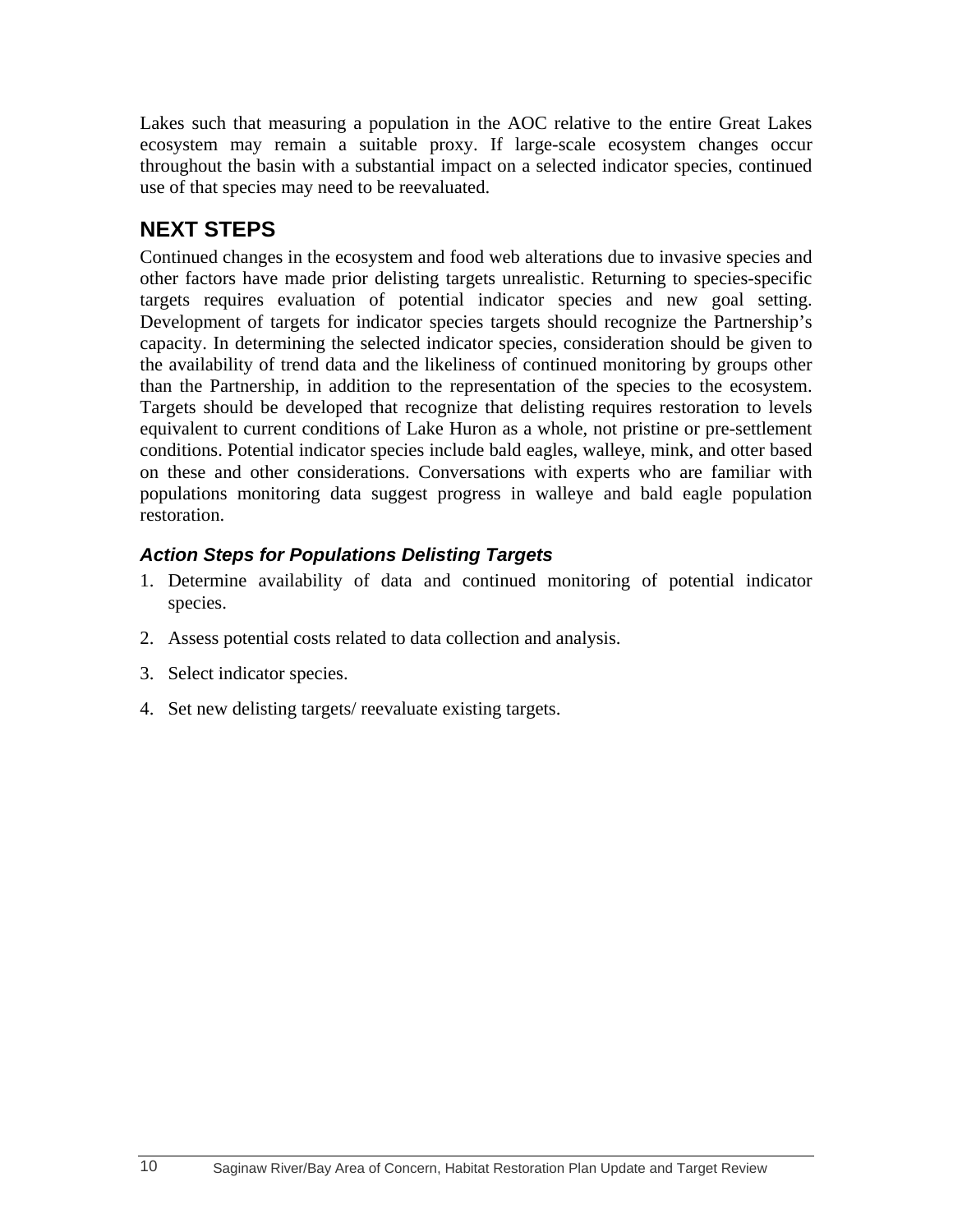Lakes such that measuring a population in the AOC relative to the entire Great Lakes ecosystem may remain a suitable proxy. If large-scale ecosystem changes occur throughout the basin with a substantial impact on a selected indicator species, continued use of that species may need to be reevaluated.

## NEXT STEPS

Continued changes in the ecosystem and food web alterations due to invasive species and other factors have made prior delisting targets unrealistic. Returning to species-specific targets requires evaluation of potential indicator species and new goal setting. Development of targets for indicator species targets should recognize the Partnership's capacity. In determining the selected indicator species, consideration should be given to the availability of trend data and the likeliness of continued monitoring by groups other than the Partnership, in addition to the representation of the species to the ecosystem. Targets should be developed that recognize that delisting requires restoration to levels equivalent to current conditions of Lake Huron as a whole, not pristine or pre-settlement conditions. Potential indicator species include bald eagles, walleye, mink, and otter based on these and other considerations. Conversations with experts who are familiar with populations monitoring data suggest progress in walleye and bald eagle population restoration.

### *Action Steps for Populations Delisting Targets*

1. Determine availability of data and continued monitoring of potential indicator species.
2. Assess potential costs related to data collection and analysis.
3. Select indicator species.
4. Set new delisting targets/ reevaluate existing targets.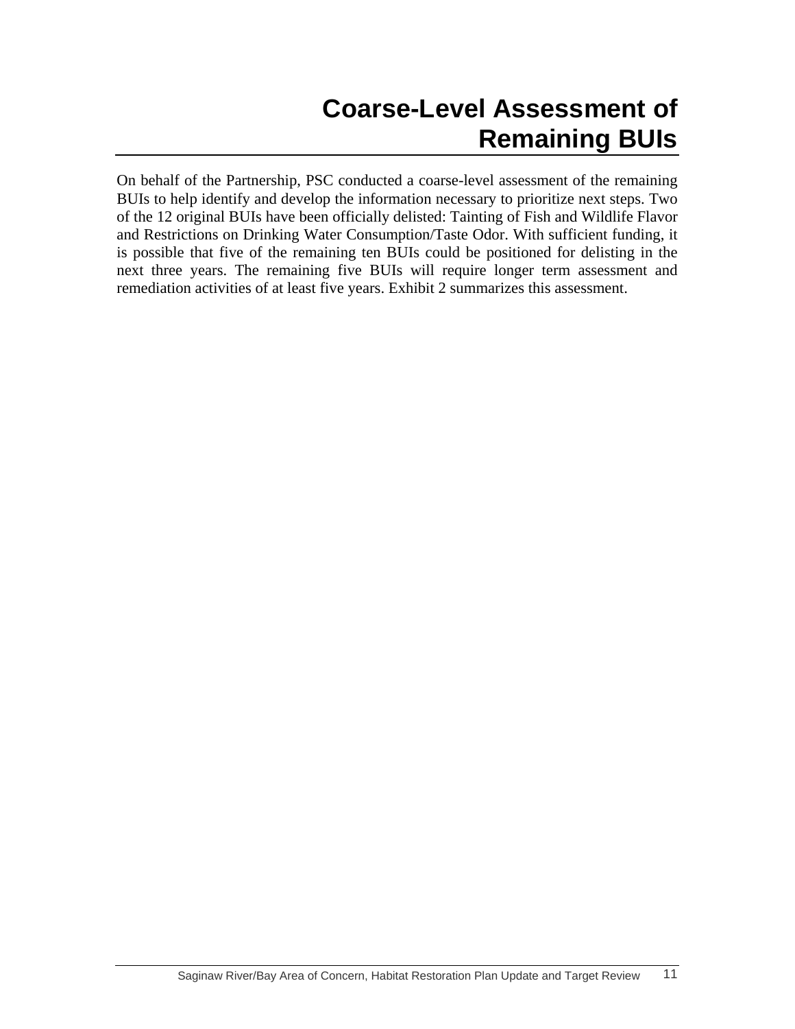# Coarse-Level Assessment of Remaining BUIs

On behalf of the Partnership, PSC conducted a coarse-level assessment of the remaining BUIs to help identify and develop the information necessary to prioritize next steps. Two of the 12 original BUIs have been officially delisted: Tainting of Fish and Wildlife Flavor and Restrictions on Drinking Water Consumption/Taste Odor. With sufficient funding, it is possible that five of the remaining ten BUIs could be positioned for delisting in the next three years. The remaining five BUIs will require longer term assessment and remediation activities of at least five years. Exhibit 2 summarizes this assessment.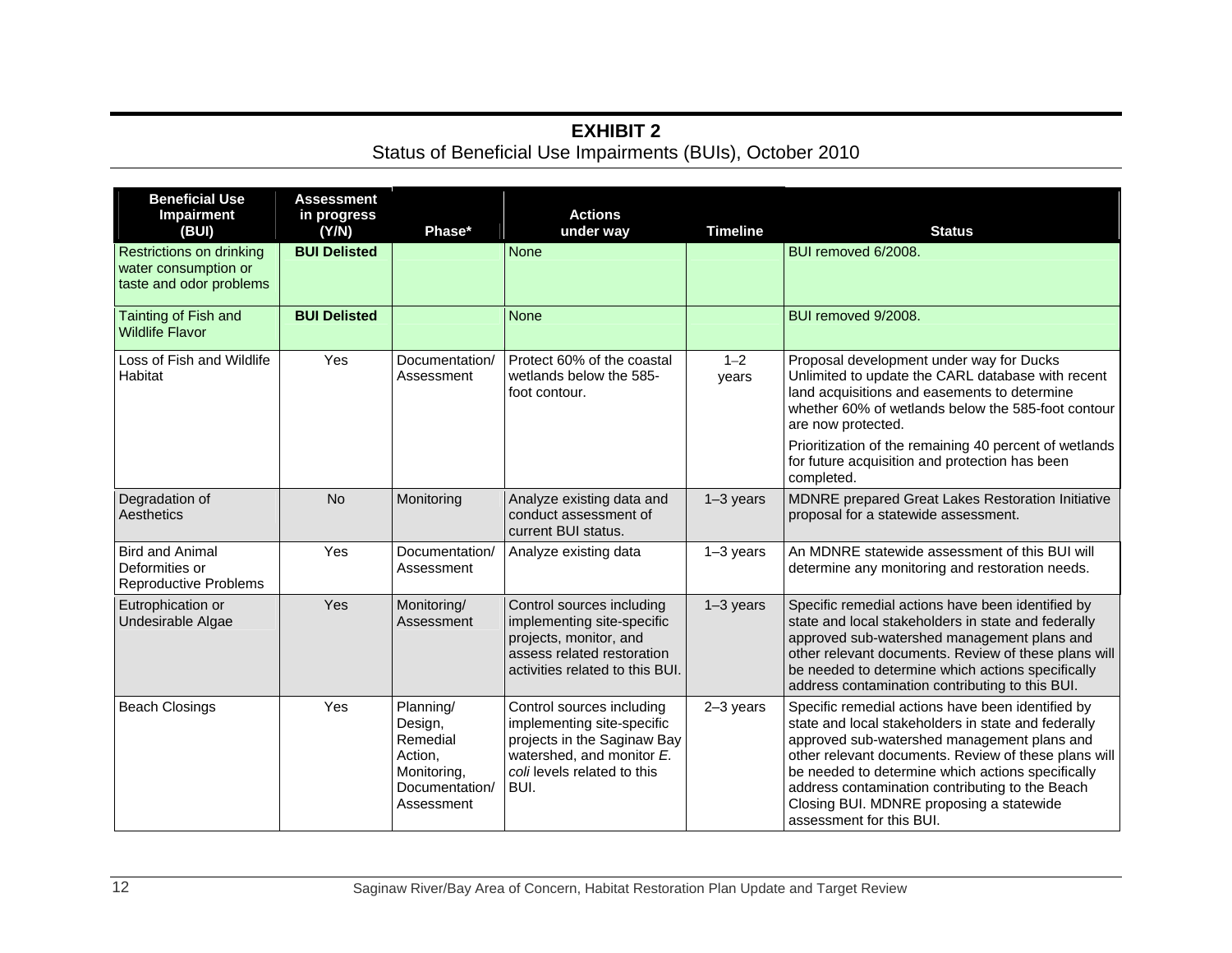**EXHIBIT 2**
Status of Beneficial Use Impairments (BUIs), October 2010

| Beneficial Use Impairment (BUI) | Assessment in progress (Y/N) | Phase* | Actions under way | Timeline | Status |
|---|---|---|---|---|---|
| Restrictions on drinking water consumption or taste and odor problems | **BUI Delisted** | | None | | BUI removed 6/2008. |
| Tainting of Fish and Wildlife Flavor | **BUI Delisted** | | None | | BUI removed 9/2008. |
| Loss of Fish and Wildlife Habitat | Yes | Documentation/ Assessment | Protect 60% of the coastal wetlands below the 585-foot contour. | 1–2 years | Proposal development under way for Ducks Unlimited to update the CARL database with recent land acquisitions and easements to determine whether 60% of wetlands below the 585-foot contour are now protected.<br><br>Prioritization of the remaining 40 percent of wetlands for future acquisition and protection has been completed. |
| Degradation of Aesthetics | No | Monitoring | Analyze existing data and conduct assessment of current BUI status. | 1–3 years | MDNRE prepared Great Lakes Restoration Initiative proposal for a statewide assessment. |
| Bird and Animal Deformities or Reproductive Problems | Yes | Documentation/ Assessment | Analyze existing data | 1–3 years | An MDNRE statewide assessment of this BUI will determine any monitoring and restoration needs. |
| Eutrophication or Undesirable Algae | Yes | Monitoring/ Assessment | Control sources including implementing site-specific projects, monitor, and assess related restoration activities related to this BUI. | 1–3 years | Specific remedial actions have been identified by state and local stakeholders in state and federally approved sub-watershed management plans and other relevant documents. Review of these plans will be needed to determine which actions specifically address contamination contributing to this BUI. |
| Beach Closings | Yes | Planning/ Design, Remedial Action, Monitoring, Documentation/ Assessment | Control sources including implementing site-specific projects in the Saginaw Bay watershed, and monitor *E. coli* levels related to this BUI. | 2–3 years | Specific remedial actions have been identified by state and local stakeholders in state and federally approved sub-watershed management plans and other relevant documents. Review of these plans will be needed to determine which actions specifically address contamination contributing to the Beach Closing BUI. MDNRE proposing a statewide assessment for this BUI. |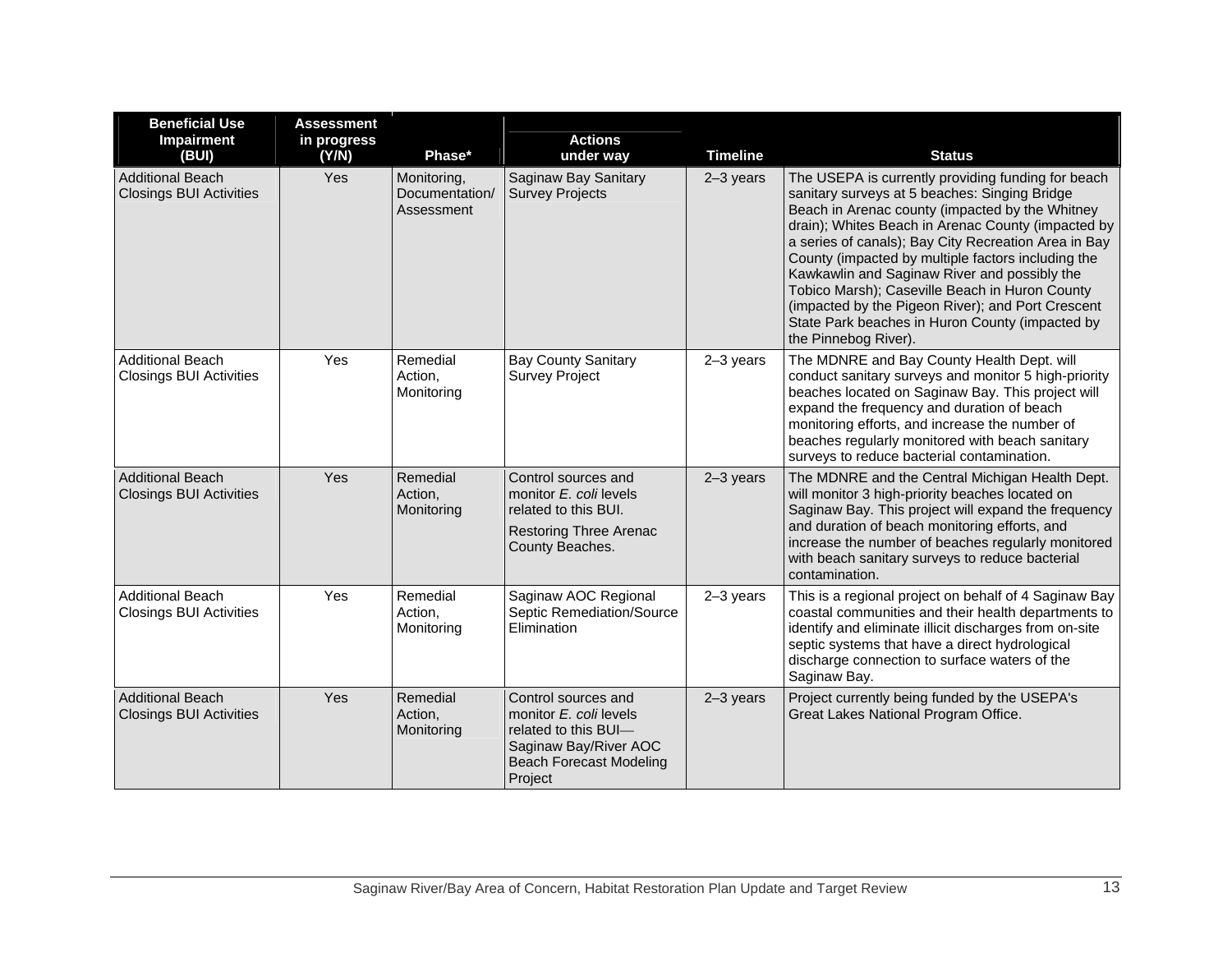| Beneficial Use Impairment (BUI) | Assessment in progress (Y/N) | Phase* | Actions under way | Timeline | Status |
|---|---|---|---|---|---|
| Additional Beach Closings BUI Activities | Yes | Monitoring, Documentation/ Assessment | Saginaw Bay Sanitary Survey Projects | 2–3 years | The USEPA is currently providing funding for beach sanitary surveys at 5 beaches: Singing Bridge Beach in Arenac county (impacted by the Whitney drain); Whites Beach in Arenac County (impacted by a series of canals); Bay City Recreation Area in Bay County (impacted by multiple factors including the Kawkawlin and Saginaw River and possibly the Tobico Marsh); Caseville Beach in Huron County (impacted by the Pigeon River); and Port Crescent State Park beaches in Huron County (impacted by the Pinnebog River). |
| Additional Beach Closings BUI Activities | Yes | Remedial Action, Monitoring | Bay County Sanitary Survey Project | 2–3 years | The MDNRE and Bay County Health Dept. will conduct sanitary surveys and monitor 5 high-priority beaches located on Saginaw Bay. This project will expand the frequency and duration of beach monitoring efforts, and increase the number of beaches regularly monitored with beach sanitary surveys to reduce bacterial contamination. |
| Additional Beach Closings BUI Activities | Yes | Remedial Action, Monitoring | Control sources and monitor *E. coli* levels related to this BUI. Restoring Three Arenac County Beaches. | 2–3 years | The MDNRE and the Central Michigan Health Dept. will monitor 3 high-priority beaches located on Saginaw Bay. This project will expand the frequency and duration of beach monitoring efforts, and increase the number of beaches regularly monitored with beach sanitary surveys to reduce bacterial contamination. |
| Additional Beach Closings BUI Activities | Yes | Remedial Action, Monitoring | Saginaw AOC Regional Septic Remediation/Source Elimination | 2–3 years | This is a regional project on behalf of 4 Saginaw Bay coastal communities and their health departments to identify and eliminate illicit discharges from on-site septic systems that have a direct hydrological discharge connection to surface waters of the Saginaw Bay. |
| Additional Beach Closings BUI Activities | Yes | Remedial Action, Monitoring | Control sources and monitor *E. coli* levels related to this BUI—Saginaw Bay/River AOC Beach Forecast Modeling Project | 2–3 years | Project currently being funded by the USEPA's Great Lakes National Program Office. |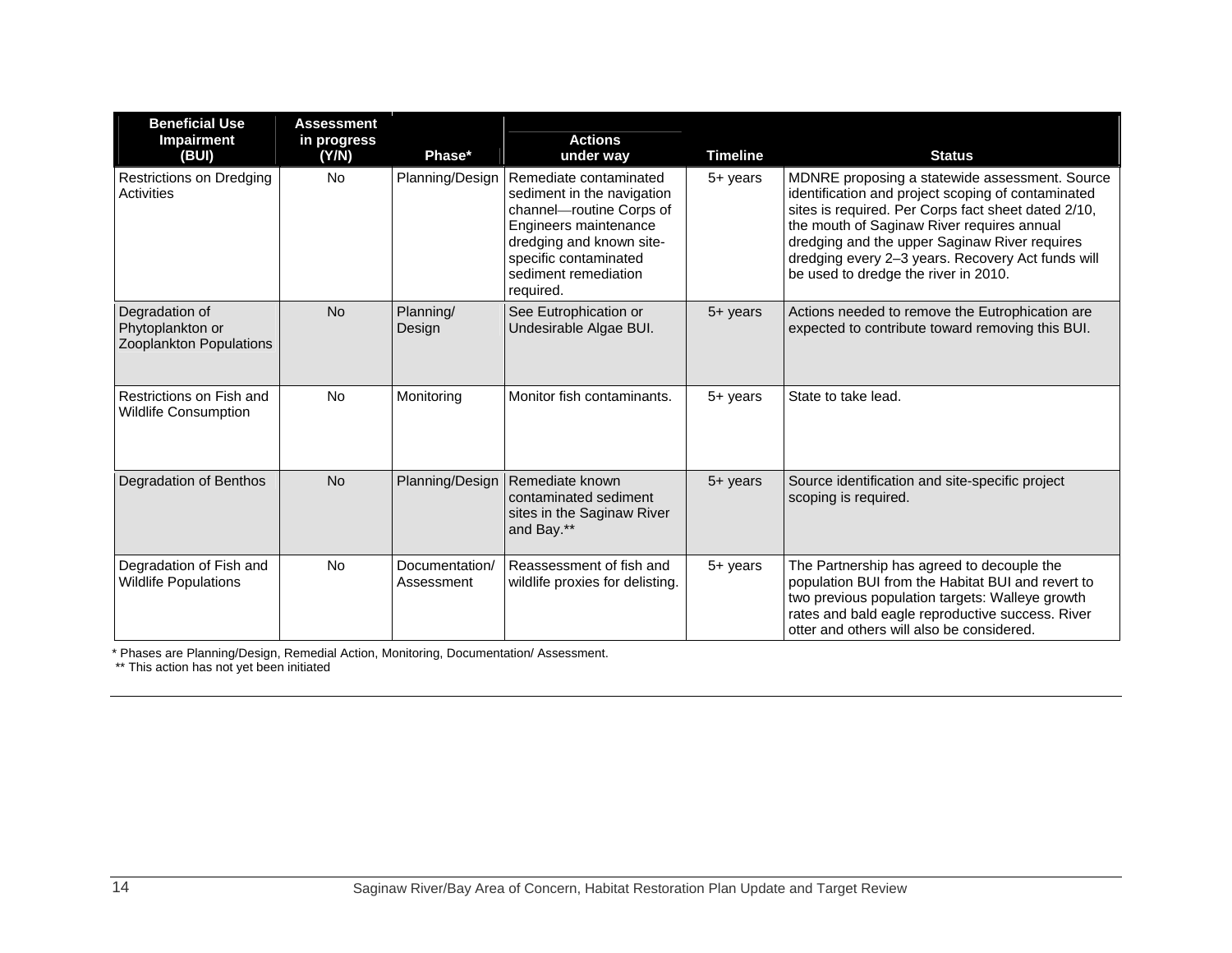| Beneficial Use Impairment (BUI) | Assessment in progress (Y/N) | Phase* | Actions under way | Timeline | Status |
|---|---|---|---|---|---|
| Restrictions on Dredging Activities | No | Planning/Design | Remediate contaminated sediment in the navigation channel—routine Corps of Engineers maintenance dredging and known site-specific contaminated sediment remediation required. | 5+ years | MDNRE proposing a statewide assessment. Source identification and project scoping of contaminated sites is required. Per Corps fact sheet dated 2/10, the mouth of Saginaw River requires annual dredging and the upper Saginaw River requires dredging every 2–3 years. Recovery Act funds will be used to dredge the river in 2010. |
| Degradation of Phytoplankton or Zooplankton Populations | No | Planning/ Design | See Eutrophication or Undesirable Algae BUI. | 5+ years | Actions needed to remove the Eutrophication are expected to contribute toward removing this BUI. |
| Restrictions on Fish and Wildlife Consumption | No | Monitoring | Monitor fish contaminants. | 5+ years | State to take lead. |
| Degradation of Benthos | No | Planning/Design | Remediate known contaminated sediment sites in the Saginaw River and Bay.** | 5+ years | Source identification and site-specific project scoping is required. |
| Degradation of Fish and Wildlife Populations | No | Documentation/ Assessment | Reassessment of fish and wildlife proxies for delisting. | 5+ years | The Partnership has agreed to decouple the population BUI from the Habitat BUI and revert to two previous population targets: Walleye growth rates and bald eagle reproductive success. River otter and others will also be considered. |

\* Phases are Planning/Design, Remedial Action, Monitoring, Documentation/ Assessment.

\*\* This action has not yet been initiated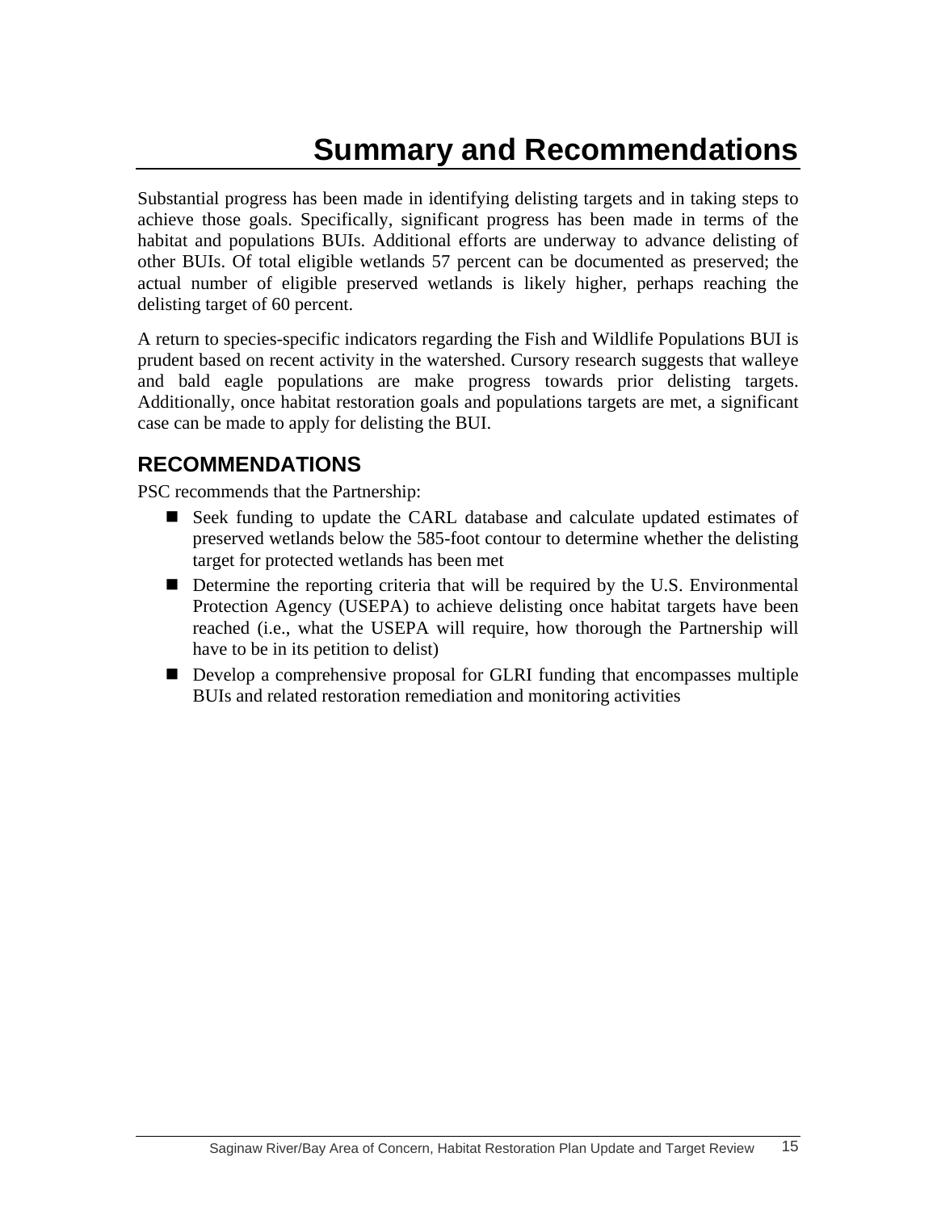# Summary and Recommendations

Substantial progress has been made in identifying delisting targets and in taking steps to achieve those goals. Specifically, significant progress has been made in terms of the habitat and populations BUIs. Additional efforts are underway to advance delisting of other BUIs. Of total eligible wetlands 57 percent can be documented as preserved; the actual number of eligible preserved wetlands is likely higher, perhaps reaching the delisting target of 60 percent.

A return to species-specific indicators regarding the Fish and Wildlife Populations BUI is prudent based on recent activity in the watershed. Cursory research suggests that walleye and bald eagle populations are make progress towards prior delisting targets. Additionally, once habitat restoration goals and populations targets are met, a significant case can be made to apply for delisting the BUI.

## RECOMMENDATIONS

PSC recommends that the Partnership:

- Seek funding to update the CARL database and calculate updated estimates of preserved wetlands below the 585-foot contour to determine whether the delisting target for protected wetlands has been met
- Determine the reporting criteria that will be required by the U.S. Environmental Protection Agency (USEPA) to achieve delisting once habitat targets have been reached (i.e., what the USEPA will require, how thorough the Partnership will have to be in its petition to delist)
- Develop a comprehensive proposal for GLRI funding that encompasses multiple BUIs and related restoration remediation and monitoring activities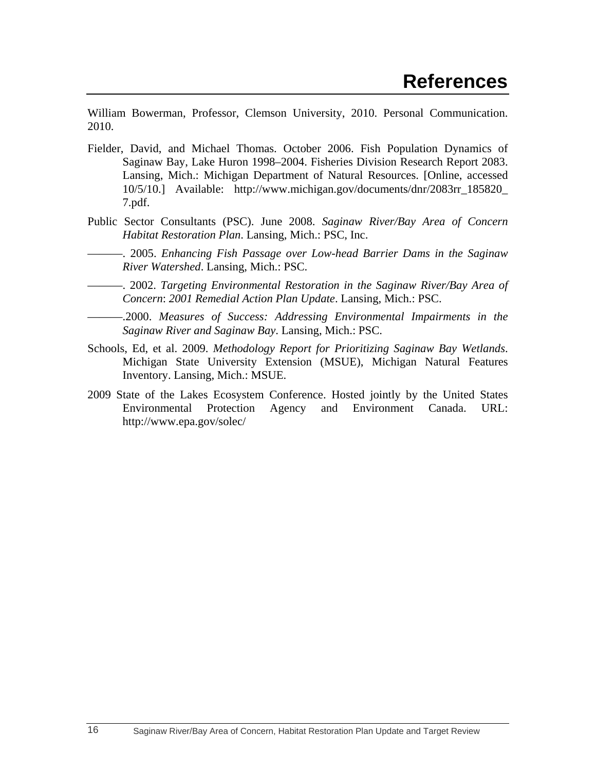# References

William Bowerman, Professor, Clemson University, 2010. Personal Communication. 2010.

Fielder, David, and Michael Thomas. October 2006. Fish Population Dynamics of Saginaw Bay, Lake Huron 1998–2004. Fisheries Division Research Report 2083. Lansing, Mich.: Michigan Department of Natural Resources. [Online, accessed 10/5/10.] Available: http://www.michigan.gov/documents/dnr/2083rr_185820_7.pdf.

Public Sector Consultants (PSC). June 2008. *Saginaw River/Bay Area of Concern Habitat Restoration Plan*. Lansing, Mich.: PSC, Inc.

———. 2005. *Enhancing Fish Passage over Low-head Barrier Dams in the Saginaw River Watershed*. Lansing, Mich.: PSC.

———. 2002. *Targeting Environmental Restoration in the Saginaw River/Bay Area of Concern*: *2001 Remedial Action Plan Update*. Lansing, Mich.: PSC.

———.2000. *Measures of Success: Addressing Environmental Impairments in the Saginaw River and Saginaw Bay*. Lansing, Mich.: PSC.

Schools, Ed, et al. 2009. *Methodology Report for Prioritizing Saginaw Bay Wetlands*. Michigan State University Extension (MSUE), Michigan Natural Features Inventory. Lansing, Mich.: MSUE.

2009 State of the Lakes Ecosystem Conference. Hosted jointly by the United States Environmental Protection Agency and Environment Canada. URL: http://www.epa.gov/solec/